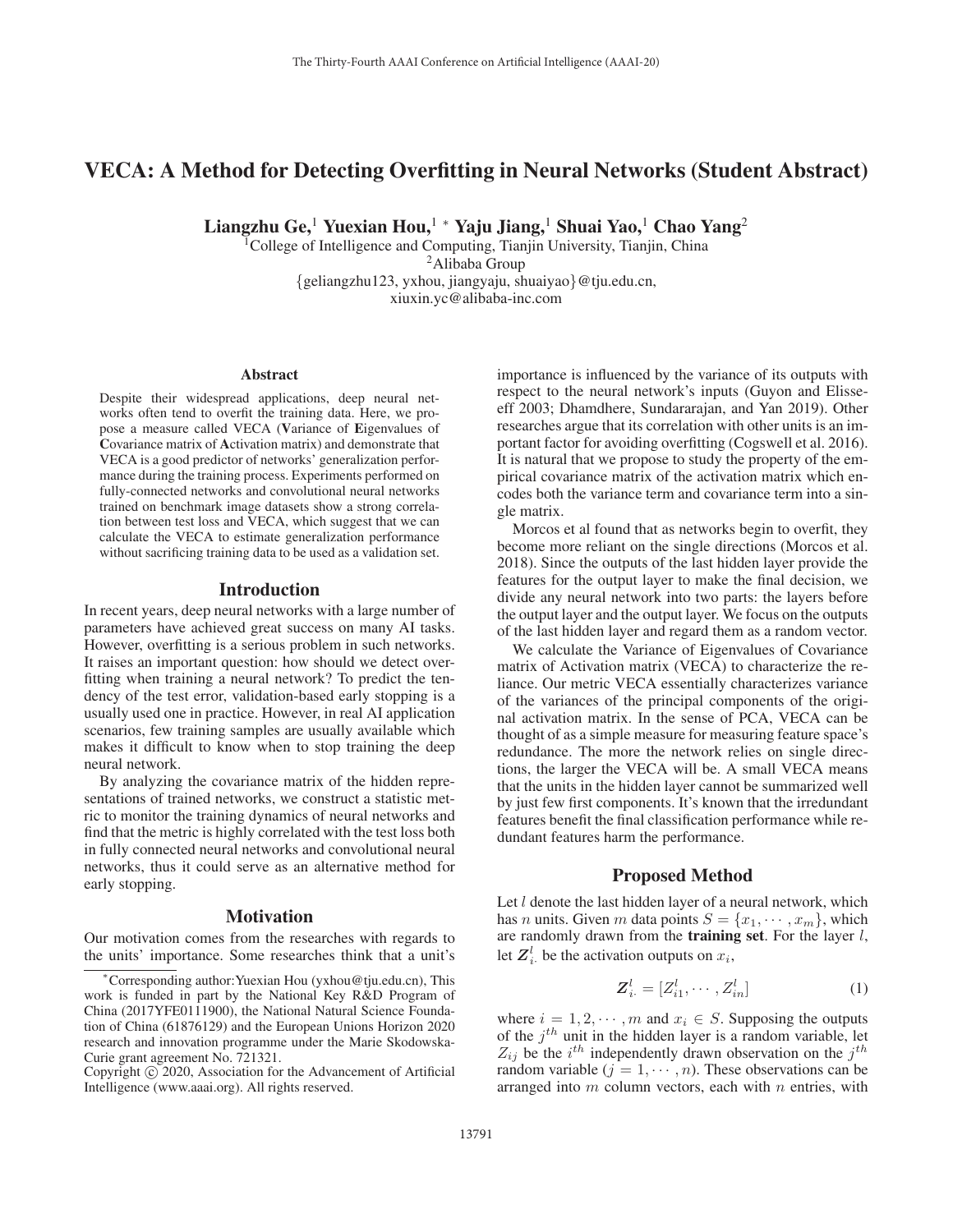# VECA: A Method for Detecting Overfitting in Neural Networks (Student Abstract)

**Liangzhu Ge,[1] Yuexian Hou,[1] * Yaju Jiang,[1] Shuai Yao,[1] Chao Yang[2]**

[1]College of Intelligence and Computing, Tianjin University, Tianjin, China
[2]Alibaba Group
{geliangzhu123, yxhou, jiangyaju, shuaiyao}@tju.edu.cn,
xiuxin.yc@alibaba-inc.com

## Abstract

Despite their widespread applications, deep neural networks often tend to overfit the training data. Here, we propose a measure called VECA (**V**ariance of **E**igenvalues of **C**ovariance matrix of **A**ctivation matrix) and demonstrate that VECA is a good predictor of networks' generalization performance during the training process. Experiments performed on fully-connected networks and convolutional neural networks trained on benchmark image datasets show a strong correlation between test loss and VECA, which suggest that we can calculate the VECA to estimate generalization performance without sacrificing training data to be used as a validation set.

## Introduction

In recent years, deep neural networks with a large number of parameters have achieved great success on many AI tasks. However, overfitting is a serious problem in such networks. It raises an important question: how should we detect overfitting when training a neural network? To predict the tendency of the test error, validation-based early stopping is a usually used one in practice. However, in real AI application scenarios, few training samples are usually available which makes it difficult to know when to stop training the deep neural network.

By analyzing the covariance matrix of the hidden representations of trained networks, we construct a statistic metric to monitor the training dynamics of neural networks and find that the metric is highly correlated with the test loss both in fully connected neural networks and convolutional neural networks, thus it could serve as an alternative method for early stopping.

## Motivation

Our motivation comes from the researches with regards to the units' importance. Some researches think that a unit's importance is influenced by the variance of its outputs with respect to the neural network's inputs (Guyon and Elisseeff 2003; Dhamdhere, Sundararajan, and Yan 2019). Other researches argue that its correlation with other units is an important factor for avoiding overfitting (Cogswell et al. 2016). It is natural that we propose to study the property of the empirical covariance matrix of the activation matrix which encodes both the variance term and covariance term into a single matrix.

Morcos et al found that as networks begin to overfit, they become more reliant on the single directions (Morcos et al. 2018). Since the outputs of the last hidden layer provide the features for the output layer to make the final decision, we divide any neural network into two parts: the layers before the output layer and the output layer. We focus on the outputs of the last hidden layer and regard them as a random vector.

We calculate the Variance of Eigenvalues of Covariance matrix of Activation matrix (VECA) to characterize the reliance. Our metric VECA essentially characterizes variance of the variances of the principal components of the original activation matrix. In the sense of PCA, VECA can be thought of as a simple measure for measuring feature space's redundance. The more the network relies on single directions, the larger the VECA will be. A small VECA means that the units in the hidden layer cannot be summarized well by just few first components. It's known that the irredundant features benefit the final classification performance while redundant features harm the performance.

## Proposed Method

Let $l$ denote the last hidden layer of a neural network, which has $n$ units. Given $m$ data points $S = \{x_1, \cdots, x_m\}$, which are randomly drawn from the **training set**. For the layer $l$, let $\boldsymbol{Z}^l_{i\cdot}$ be the activation outputs on $x_i$,

$$\boldsymbol{Z}^l_{i\cdot} = [Z^l_{i1}, \cdots, Z^l_{in}] \tag{1}$$

where $i = 1, 2, \cdots, m$ and $x_i \in S$. Supposing the outputs of the $j^{th}$ unit in the hidden layer is a random variable, let $Z_{ij}$ be the $i^{th}$ independently drawn observation on the $j^{th}$ random variable ($j = 1, \cdots, n$). These observations can be arranged into $m$ column vectors, each with $n$ entries, with

---

*Corresponding author:Yuexian Hou (yxhou@tju.edu.cn), This work is funded in part by the National Key R&D Program of China (2017YFE0111900), the National Natural Science Foundation of China (61876129) and the European Unions Horizon 2020 research and innovation programme under the Marie Skodowska-Curie grant agreement No. 721321.

Copyright © 2020, Association for the Advancement of Artificial Intelligence (www.aaai.org). All rights reserved.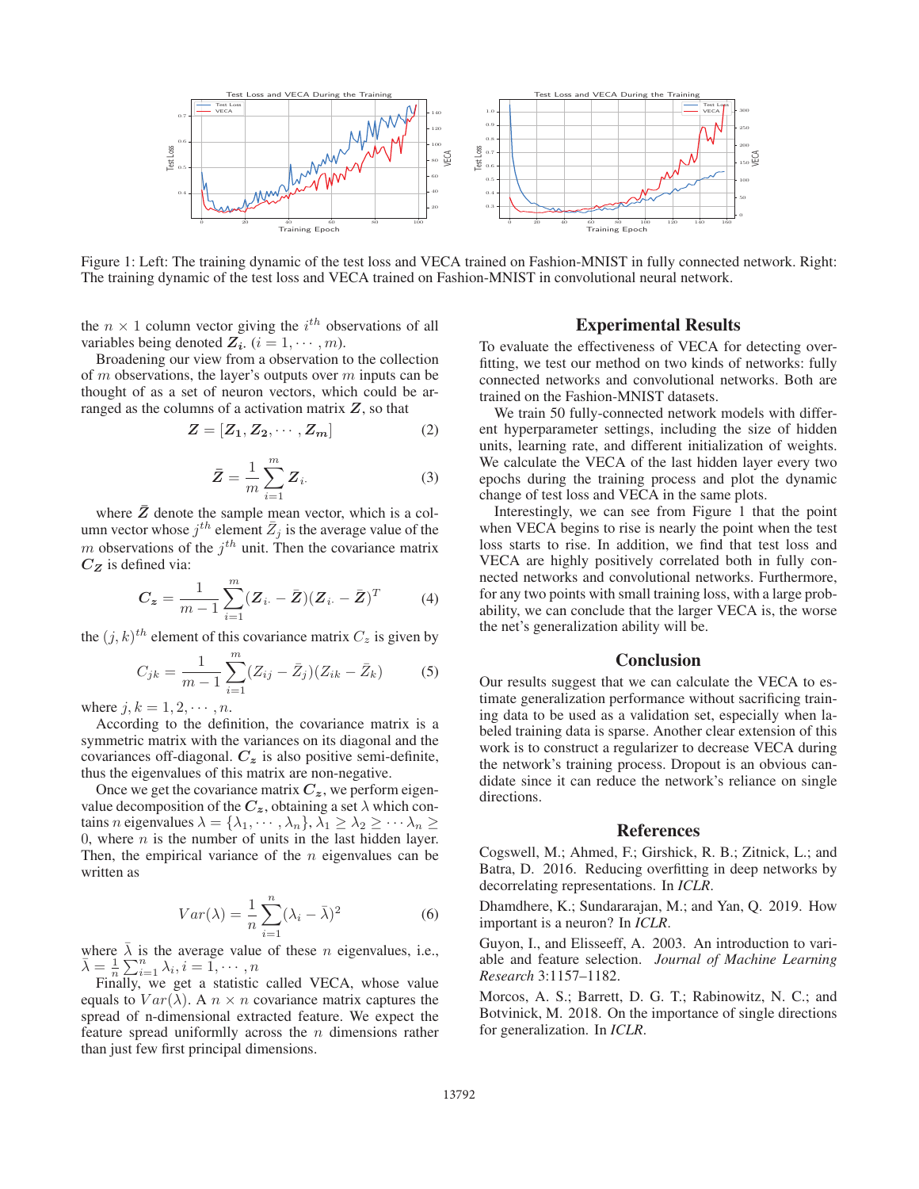Test Loss and VECA During the Training

Test Loss

VECA

Training Epoch

Test Loss and VECA During the Training

Test Loss

VECA

Training Epoch

Figure 1: Left: The training dynamic of the test loss and VECA trained on Fashion-MNIST in fully connected network. Right: The training dynamic of the test loss and VECA trained on Fashion-MNIST in convolutional neural network.

the $n \times 1$ column vector giving the $i^{th}$ observations of all variables being denoted $\boldsymbol{Z_{i\cdot}}$ $(i = 1, \cdots, m)$.

Broadening our view from a observation to the collection of $m$ observations, the layer's outputs over $m$ inputs can be thought of as a set of neuron vectors, which could be arranged as the columns of a activation matrix $\boldsymbol{Z}$, so that

$$\boldsymbol{Z} = [\boldsymbol{Z_1}, \boldsymbol{Z_2}, \cdots, \boldsymbol{Z_m}] \tag{2}$$

$$\bar{\boldsymbol{Z}} = \frac{1}{m}\sum_{i=1}^{m} \boldsymbol{Z}_{i\cdot} \tag{3}$$

where $\bar{\boldsymbol{Z}}$ denote the sample mean vector, which is a column vector whose $j^{th}$ element $\bar{Z}_j$ is the average value of the $m$ observations of the $j^{th}$ unit. Then the covariance matrix $\boldsymbol{C_Z}$ is defined via:

$$\boldsymbol{C_z} = \frac{1}{m-1}\sum_{i=1}^{m} (\boldsymbol{Z}_{i\cdot} - \bar{\boldsymbol{Z}})(\boldsymbol{Z}_{i\cdot} - \bar{\boldsymbol{Z}})^T \tag{4}$$

the $(j,k)^{th}$ element of this covariance matrix $C_z$ is given by

$$C_{jk} = \frac{1}{m-1}\sum_{i=1}^{m} (Z_{ij} - \bar{Z}_j)(Z_{ik} - \bar{Z}_k) \tag{5}$$

where $j, k = 1, 2, \cdots, n$.

According to the definition, the covariance matrix is a symmetric matrix with the variances on its diagonal and the covariances off-diagonal. $\boldsymbol{C_z}$ is also positive semi-definite, thus the eigenvalues of this matrix are non-negative.

Once we get the covariance matrix $\boldsymbol{C_z}$, we perform eigenvalue decomposition of the $\boldsymbol{C_z}$, obtaining a set $\lambda$ which contains $n$ eigenvalues $\lambda = \{\lambda_1, \cdots, \lambda_n\}, \lambda_1 \geq \lambda_2 \geq \cdots \lambda_n \geq 0$, where $n$ is the number of units in the last hidden layer. Then, the empirical variance of the $n$ eigenvalues can be written as

$$Var(\lambda) = \frac{1}{n}\sum_{i=1}^{n} (\lambda_i - \bar{\lambda})^2 \tag{6}$$

where $\bar{\lambda}$ is the average value of these $n$ eigenvalues, i.e., $\bar{\lambda} = \frac{1}{n}\sum_{i=1}^{n} \lambda_i, i = 1, \cdots, n$

Finally, we get a statistic called VECA, whose value equals to $Var(\lambda)$. A $n \times n$ covariance matrix captures the spread of n-dimensional extracted feature. We expect the feature spread uniformlly across the $n$ dimensions rather than just few first principal dimensions.

## Experimental Results

To evaluate the effectiveness of VECA for detecting overfitting, we test our method on two kinds of networks: fully connected networks and convolutional networks. Both are trained on the Fashion-MNIST datasets.

We train 50 fully-connected network models with different hyperparameter settings, including the size of hidden units, learning rate, and different initialization of weights. We calculate the VECA of the last hidden layer every two epochs during the training process and plot the dynamic change of test loss and VECA in the same plots.

Interestingly, we can see from Figure 1 that the point when VECA begins to rise is nearly the point when the test loss starts to rise. In addition, we find that test loss and VECA are highly positively correlated both in fully connected networks and convolutional networks. Furthermore, for any two points with small training loss, with a large probability, we can conclude that the larger VECA is, the worse the net's generalization ability will be.

## Conclusion

Our results suggest that we can calculate the VECA to estimate generalization performance without sacrificing training data to be used as a validation set, especially when labeled training data is sparse. Another clear extension of this work is to construct a regularizer to decrease VECA during the network's training process. Dropout is an obvious candidate since it can reduce the network's reliance on single directions.

## References

Cogswell, M.; Ahmed, F.; Girshick, R. B.; Zitnick, L.; and Batra, D. 2016. Reducing overfitting in deep networks by decorrelating representations. In *ICLR*.

Dhamdhere, K.; Sundararajan, M.; and Yan, Q. 2019. How important is a neuron? In *ICLR*.

Guyon, I., and Elisseeff, A. 2003. An introduction to variable and feature selection. *Journal of Machine Learning Research* 3:1157–1182.

Morcos, A. S.; Barrett, D. G. T.; Rabinowitz, N. C.; and Botvinick, M. 2018. On the importance of single directions for generalization. In *ICLR*.